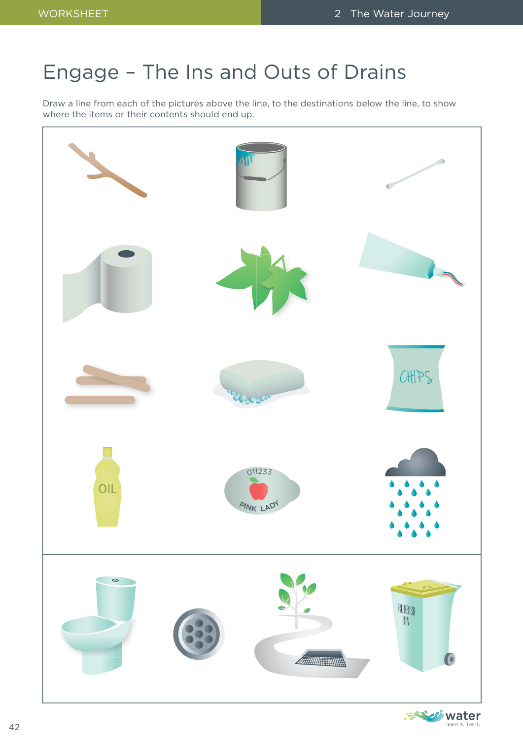# Engage – The Ins and Outs of Drains

Draw a line from each of the pictures above the line, to the destinations below the line, to show where the items or their contents should end up.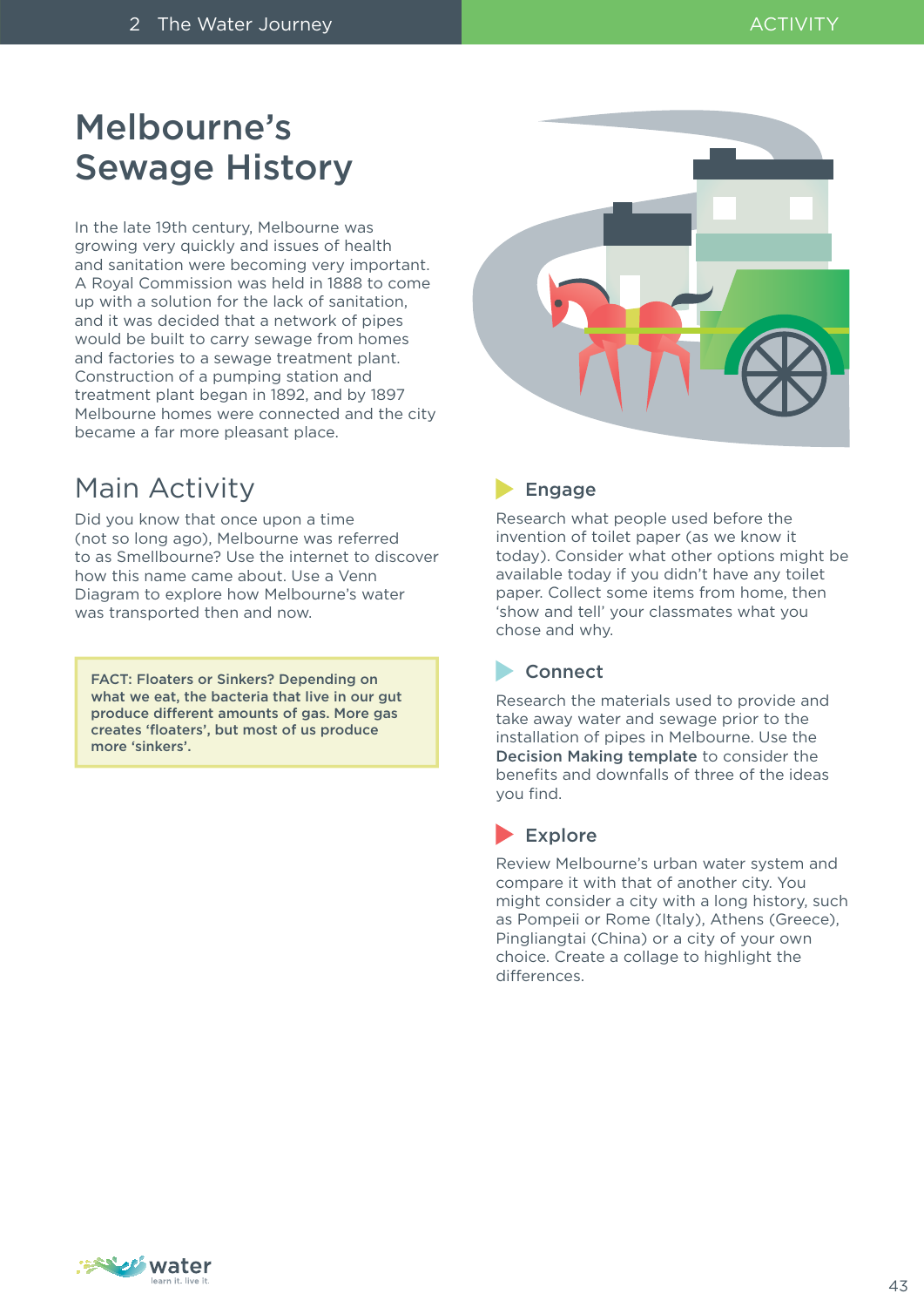# Melbourne's Sewage History

In the late 19th century, Melbourne was growing very quickly and issues of health and sanitation were becoming very important. A Royal Commission was held in 1888 to come up with a solution for the lack of sanitation, and it was decided that a network of pipes would be built to carry sewage from homes and factories to a sewage treatment plant. Construction of a pumping station and treatment plant began in 1892, and by 1897 Melbourne homes were connected and the city became a far more pleasant place.

## Main Activity

Did you know that once upon a time (not so long ago), Melbourne was referred to as Smellbourne? Use the internet to discover how this name came about. Use a Venn Diagram to explore how Melbourne's water was transported then and now.

**FACT: Floaters or Sinkers? Depending on what we eat, the bacteria that live in our gut produce different amounts of gas. More gas creates 'floaters', but most of us produce more 'sinkers'.**

### Engage

Research what people used before the invention of toilet paper (as we know it today). Consider what other options might be available today if you didn't have any toilet paper. Collect some items from home, then 'show and tell' your classmates what you chose and why.

### Connect

Research the materials used to provide and take away water and sewage prior to the installation of pipes in Melbourne. Use the **Decision Making template** to consider the benefits and downfalls of three of the ideas you find.

### Explore

Review Melbourne's urban water system and compare it with that of another city. You might consider a city with a long history, such as Pompeii or Rome (Italy), Athens (Greece), Pingliangtai (China) or a city of your own choice. Create a collage to highlight the differences.